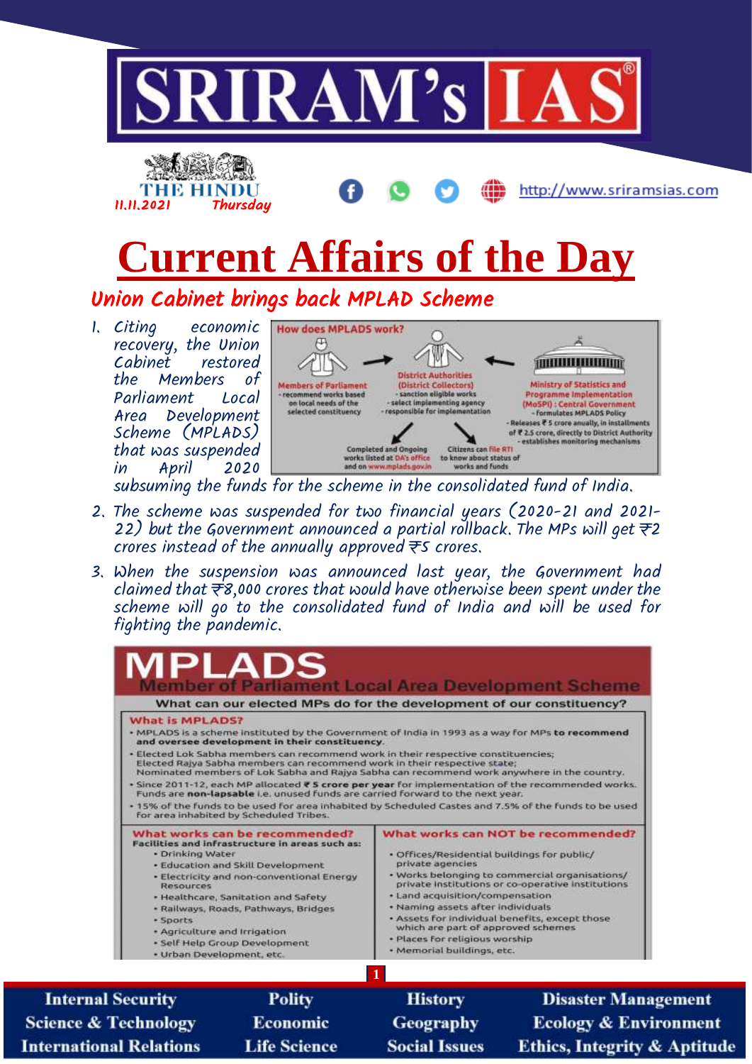# Current Affairs of the Day

THE HINDU 11.11.2021 Thursday

## Union Cabinet brings back MPLAD Scheme

1. Citing economic recovery, the Union Cabinet restored the Members of Parliament Local Area Development Scheme (MPLADS) that was suspended in April 2020 subsuming the funds for the scheme in the consolidated fund of India.

**How does MPLADS work?**

- **Members of Parliament** - recommend works based on local needs of the selected constituency
- **District Authorities (District Collectors)** - sanction eligible works - select implementing agency - responsible for implementation
- **Ministry of Statistics and Programme Implementation (MoSPI) : Central Government** - Formulates MPLADS Policy - Releases ₹ 5 crore anually, in installments of ₹ 2.5 crore, directly to District Authority - establishes monitoring mechanisms
- Completed and Ongoing works listed at DA's office and on www.mplads.gov.in
- Citizens can file RTI to know about status of works and funds

2. The scheme was suspended for two financial years (2020-21 and 2021-22) but the Government announced a partial rollback. The MPs will get ₹2 crores instead of the annually approved ₹5 crores.

3. When the suspension was announced last year, the Government had claimed that ₹8,000 crores that would have otherwise been spent under the scheme will go to the consolidated fund of India and will be used for fighting the pandemic.

## MPLADS

**Member of Parliament Local Area Development Scheme**

**What can our elected MPs do for the development of our constituency?**

**What is MPLADS?**

- MPLADS is a scheme instituted by the Government of India in 1993 as a way for MPs **to recommend and oversee development in their constituency.**
- Elected Lok Sabha members can recommend work in their respective constituencies; Elected Rajya Sabha members can recommend work in their respective state; Nominated members of Lok Sabha and Rajya Sabha can recommend work anywhere in the country.
- Since 2011-12, each MP allocated **₹ 5 crore per year** for implementation of the recommended works. Funds are **non-lapsable** i.e. unused funds are carried forward to the next year.
- 15% of the funds to be used for area inhabited by Scheduled Castes and 7.5% of the funds to be used for area inhabited by Scheduled Tribes.

**What works can be recommended?**

**Facilities and infrastructure in areas such as:**

- Drinking Water
- Education and Skill Development
- Electricity and non-conventional Energy Resources
- Healthcare, Sanitation and Safety
- Railways, Roads, Pathways, Bridges
- Sports
- Agriculture and Irrigation
- Self Help Group Development
- Urban Development, etc.

**What works can NOT be recommended?**

- Offices/Residential buildings for public/private agencies
- Works belonging to commercial organisations/private institutions or co-operative institutions
- Land acquisition/compensation
- Naming assets after individuals
- Assets for individual benefits, except those which are part of approved schemes
- Places for religious worship
- Memorial buildings, etc.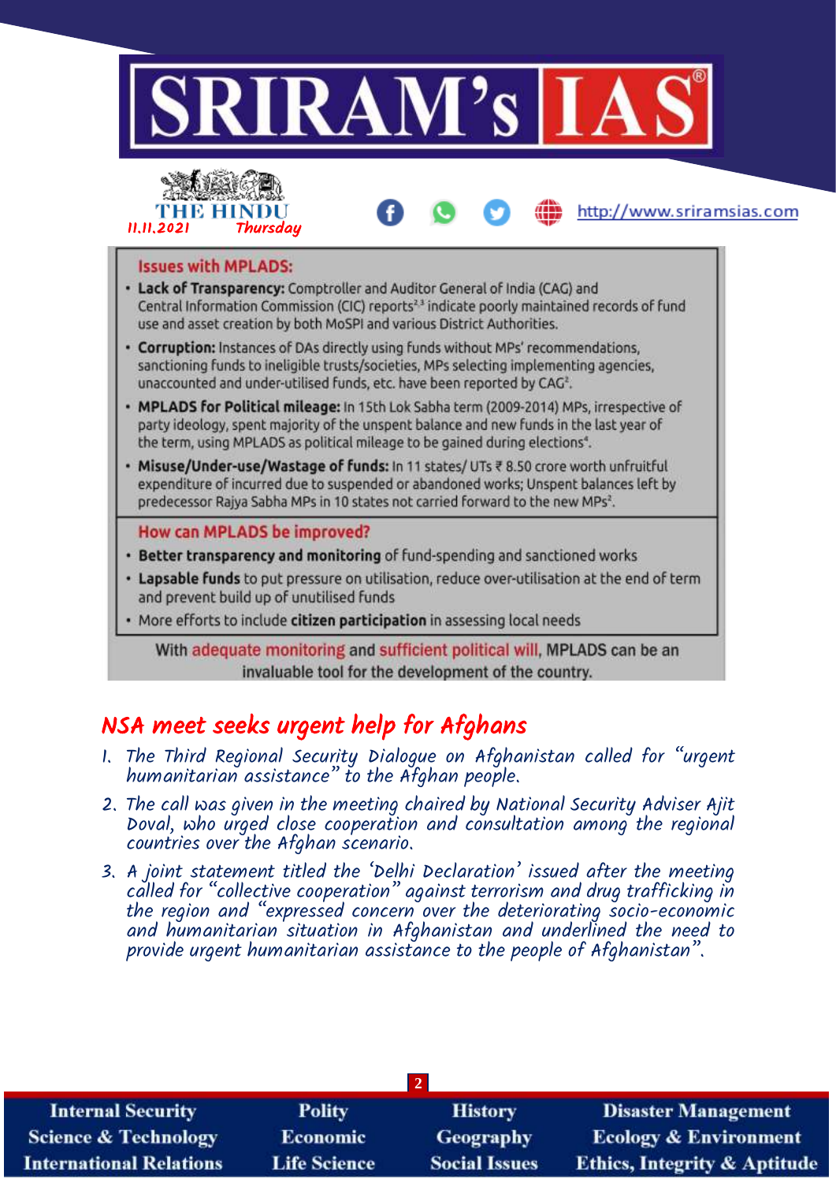### Issues with MPLADS:

- **Lack of Transparency:** Comptroller and Auditor General of India (CAG) and Central Information Commission (CIC) reports[2,3] indicate poorly maintained records of fund use and asset creation by both MoSPI and various District Authorities.
- **Corruption:** Instances of DAs directly using funds without MPs' recommendations, sanctioning funds to ineligible trusts/societies, MPs selecting implementing agencies, unaccounted and under-utilised funds, etc. have been reported by CAG[2].
- **MPLADS for Political mileage:** In 15th Lok Sabha term (2009-2014) MPs, irrespective of party ideology, spent majority of the unspent balance and new funds in the last year of the term, using MPLADS as political mileage to be gained during elections[4].
- **Misuse/Under-use/Wastage of funds:** In 11 states/ UTs ₹ 8.50 crore worth unfruitful expenditure of incurred due to suspended or abandoned works; Unspent balances left by predecessor Rajya Sabha MPs in 10 states not carried forward to the new MPs[2].

### How can MPLADS be improved?

- **Better transparency and monitoring** of fund-spending and sanctioned works
- **Lapsable funds** to put pressure on utilisation, reduce over-utilisation at the end of term and prevent build up of unutilised funds
- More efforts to include **citizen participation** in assessing local needs

With adequate monitoring and sufficient political will, MPLADS can be an invaluable tool for the development of the country.

## NSA meet seeks urgent help for Afghans

1. The Third Regional Security Dialogue on Afghanistan called for "urgent humanitarian assistance" to the Afghan people.
2. The call was given in the meeting chaired by National Security Adviser Ajit Doval, who urged close cooperation and consultation among the regional countries over the Afghan scenario.
3. A joint statement titled the 'Delhi Declaration' issued after the meeting called for "collective cooperation" against terrorism and drug trafficking in the region and "expressed concern over the deteriorating socio-economic and humanitarian situation in Afghanistan and underlined the need to provide urgent humanitarian assistance to the people of Afghanistan".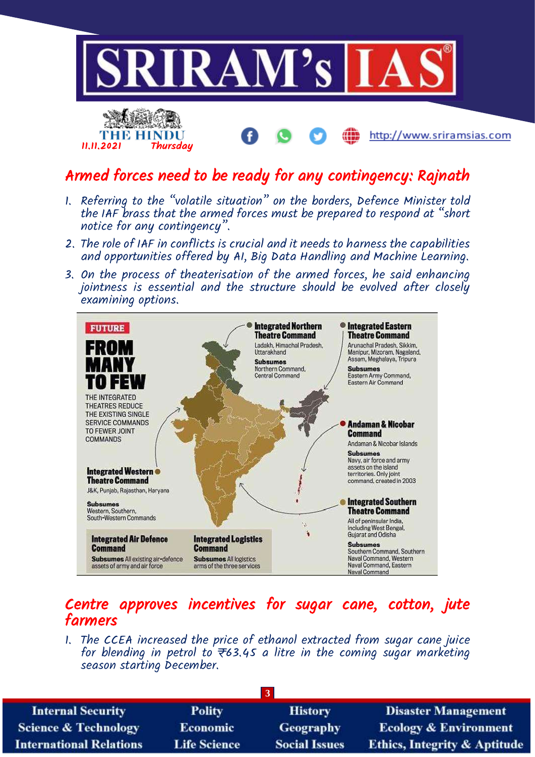# Armed forces need to be ready for any contingency: Rajnath

1. Referring to the "volatile situation" on the borders, Defence Minister told the IAF brass that the armed forces must be prepared to respond at "short notice for any contingency".
2. The role of IAF in conflicts is crucial and it needs to harness the capabilities and opportunities offered by AI, Big Data Handling and Machine Learning.
3. On the process of theaterisation of the armed forces, he said enhancing jointness is essential and the structure should be evolved after closely examining options.

**FUTURE**

**FROM MANY TO FEW**

THE INTEGRATED THEATRES REDUCE THE EXISTING SINGLE SERVICE COMMANDS TO FEWER JOINT COMMANDS

**Integrated Northern Theatre Command**
Ladakh, Himachal Pradesh, Uttarakhand
**Subsumes** Northern Command, Central Command

**Integrated Eastern Theatre Command**
Arunachal Pradesh, Sikkim, Manipur, Mizoram, Nagaland, Assam, Meghalaya, Tripura
**Subsumes** Eastern Army Command, Eastern Air Command

**Andaman & Nicobar Command**
Andaman & Nicobar Islands
**Subsumes** Navy, air force and army assets on the island territories. Only joint command, created in 2003

**Integrated Western Theatre Command**
J&K, Punjab, Rajasthan, Haryana
**Subsumes** Western, Southern, South-Western Commands

**Integrated Southern Theatre Command**
All of peninsular India, including West Bengal, Gujarat and Odisha
**Subsumes** Southern Command, Southern Naval Command, Western Naval Command, Eastern Naval Command

**Integrated Air Defence Command**
**Subsumes** All existing air-defence assets of army and air force

**Integrated Logistics Command**
**Subsumes** All logistics arms of the three services

# Centre approves incentives for sugar cane, cotton, jute farmers

1. The CCEA increased the price of ethanol extracted from sugar cane juice for blending in petrol to ₹63.45 a litre in the coming sugar marketing season starting December.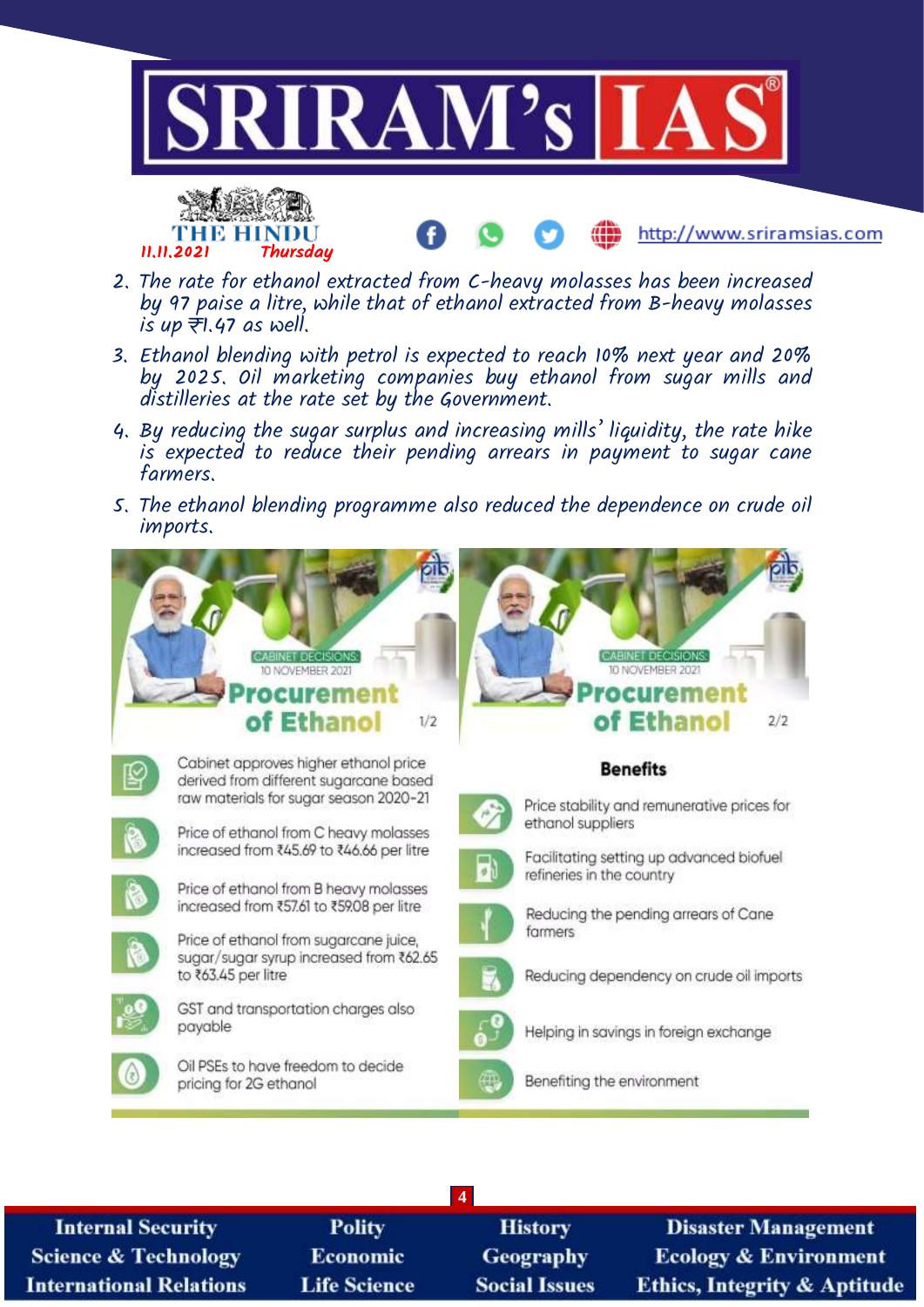2. The rate for ethanol extracted from C-heavy molasses has been increased by 97 paise a litre, while that of ethanol extracted from B-heavy molasses is up ₹1.47 as well.
3. Ethanol blending with petrol is expected to reach 10% next year and 20% by 2025. Oil marketing companies buy ethanol from sugar mills and distilleries at the rate set by the Government.
4. By reducing the sugar surplus and increasing mills' liquidity, the rate hike is expected to reduce their pending arrears in payment to sugar cane farmers.
5. The ethanol blending programme also reduced the dependence on crude oil imports.

CABINET DECISIONS
10 NOVEMBER 2021

## Procurement of Ethanol 1/2

- Cabinet approves higher ethanol price derived from different sugarcane based raw materials for sugar season 2020-21
- Price of ethanol from C heavy molasses increased from ₹45.69 to ₹46.66 per litre
- Price of ethanol from B heavy molasses increased from ₹57.61 to ₹59.08 per litre
- Price of ethanol from sugarcane juice, sugar/sugar syrup increased from ₹62.65 to ₹63.45 per litre
- GST and transportation charges also payable
- Oil PSEs to have freedom to decide pricing for 2G ethanol

CABINET DECISIONS
10 NOVEMBER 2021

## Procurement of Ethanol 2/2

### Benefits

- Price stability and remunerative prices for ethanol suppliers
- Facilitating setting up advanced biofuel refineries in the country
- Reducing the pending arrears of Cane farmers
- Reducing dependency on crude oil imports
- Helping in savings in foreign exchange
- Benefiting the environment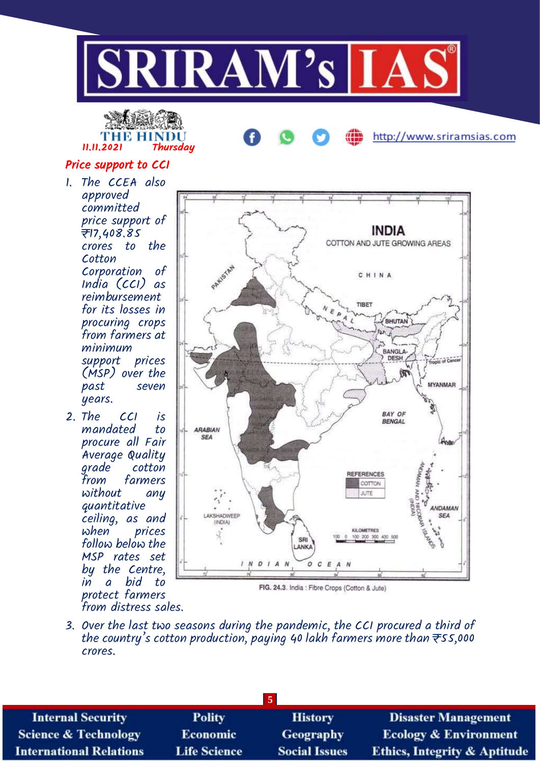THE HINDU
11.11.2021 Thursday

## Price support to CCI

1. The CCEA also approved committed price support of ₹17,408.85 crores to the Cotton Corporation of India (CCI) as reimbursement for its losses in procuring crops from farmers at minimum support prices (MSP) over the past seven years.
2. The CCI is mandated to procure all Fair Average Quality grade cotton from farmers without any quantitative ceiling, as and when prices follow below the MSP rates set by the Centre, in a bid to protect farmers from distress sales.

FIG. 24.3. India : Fibre Crops (Cotton & Jute)

3. Over the last two seasons during the pandemic, the CCI procured a third of the country's cotton production, paying 40 lakh farmers more than ₹55,000 crores.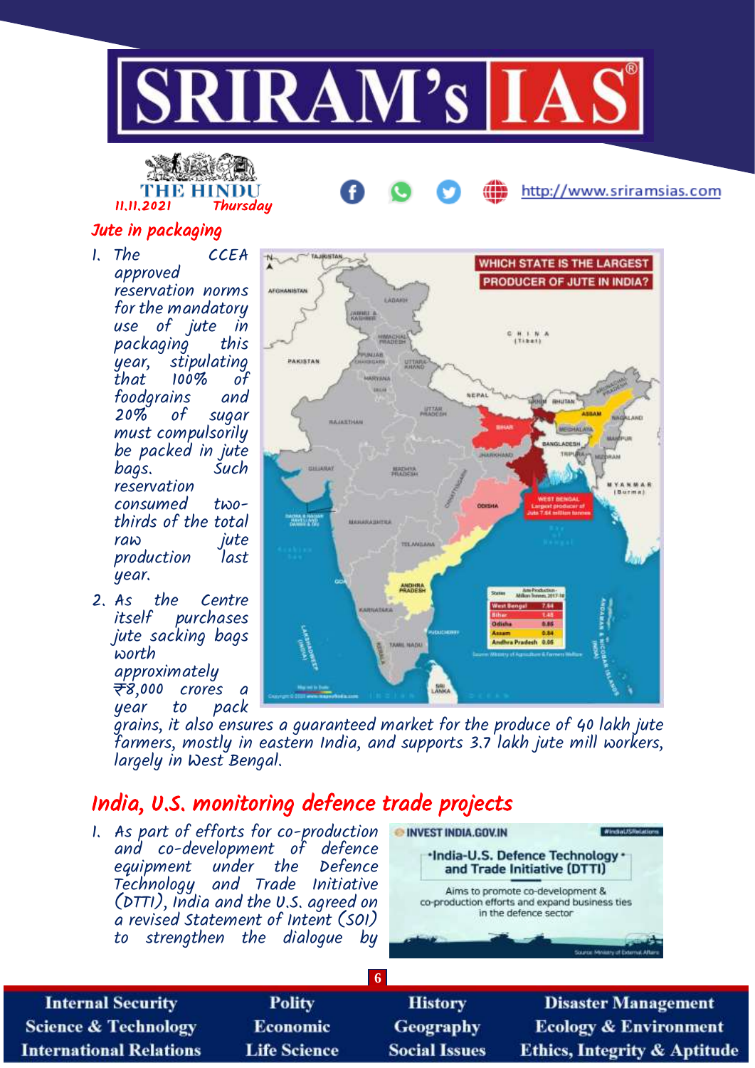THE HINDU
11.11.2021 Thursday

## Jute in packaging

1. The CCEA approved reservation norms for the mandatory use of jute in packaging this year, stipulating that 100% of foodgrains and 20% of sugar must compulsorily be packed in jute bags. Such reservation consumed two-thirds of the total raw jute production last year.
2. As the Centre itself purchases jute sacking bags worth approximately ₹8,000 crores a year to pack grains, it also ensures a guaranteed market for the produce of 40 lakh jute farmers, mostly in eastern India, and supports 3.7 lakh jute mill workers, largely in West Bengal.

**WHICH STATE IS THE LARGEST PRODUCER OF JUTE IN INDIA?**

WEST BENGAL Largest producer of Jute 7.64 million tonnes

| States | Jute Production- Million Tonnes, 2017-18 |
|---|---|
| West Bengal | 7.64 |
| Bihar | 1.48 |
| Odisha | 0.85 |
| Assam | 0.84 |
| Andhra Pradesh | 0.05 |

Source: Ministry of Agriculture & Farmers Welfare

## India, U.S. monitoring defence trade projects

1. As part of efforts for co-production and co-development of defence equipment under the Defence Technology and Trade Initiative (DTTI), India and the U.S. agreed on a revised Statement of Intent (SOI) to strengthen the dialogue by

INVEST INDIA.GOV.IN #IndiaUSRelations

**India-U.S. Defence Technology and Trade Initiative (DTTI)**

Aims to promote co-development & co-production efforts and expand business ties in the defence sector

Source: Ministry of External Affairs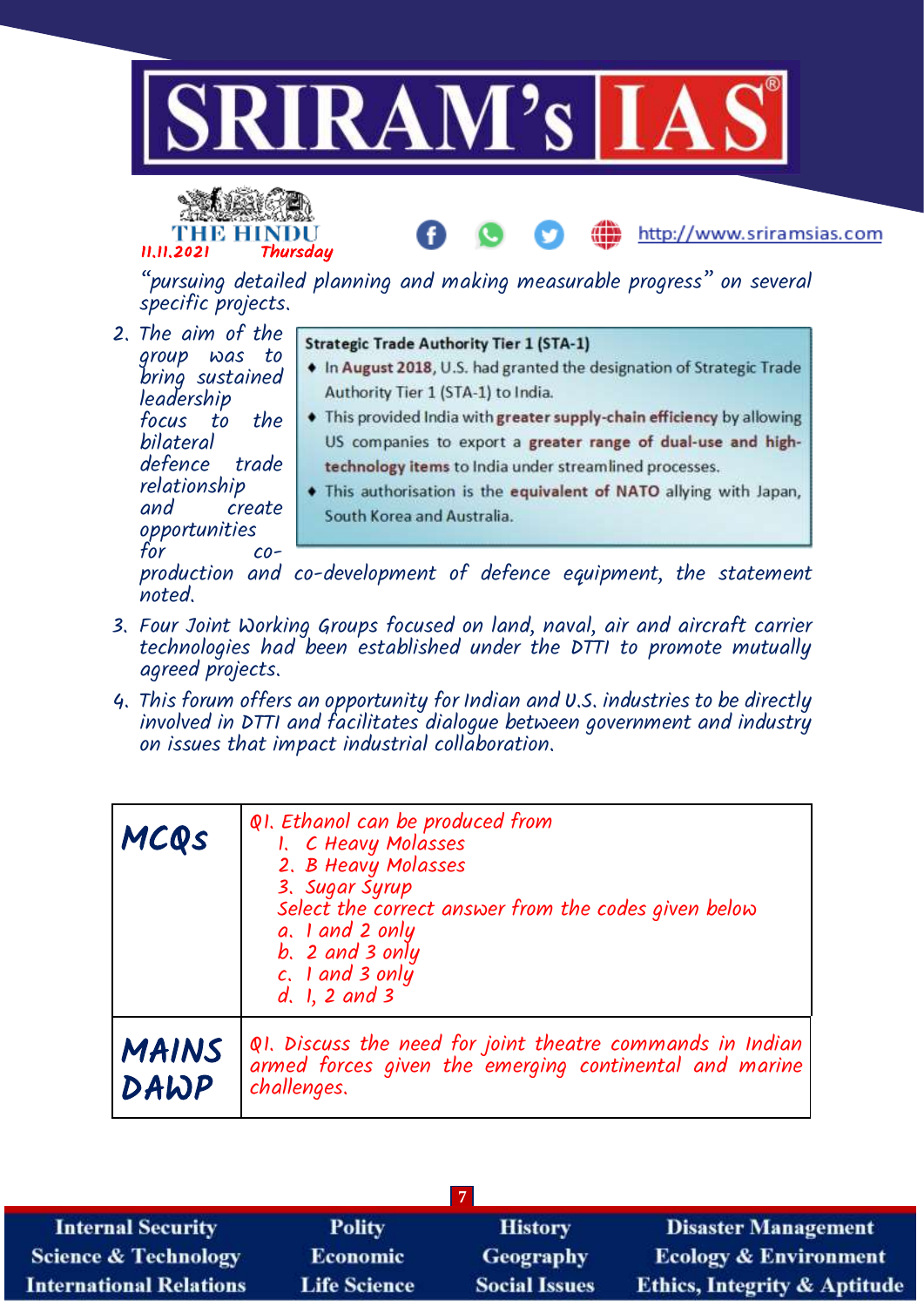"pursuing detailed planning and making measurable progress" on several specific projects.

2. The aim of the group was to bring sustained leadership focus to the bilateral defence trade relationship and create opportunities for co-production and co-development of defence equipment, the statement noted.

> **Strategic Trade Authority Tier 1 (STA-1)**
> - In **August 2018**, U.S. had granted the designation of Strategic Trade Authority Tier 1 (STA-1) to India.
> - This provided India with **greater supply-chain efficiency** by allowing US companies to export a **greater range of dual-use and high-technology items** to India under streamlined processes.
> - This authorisation is the **equivalent of NATO** allying with Japan, South Korea and Australia.

3. Four Joint Working Groups focused on land, naval, air and aircraft carrier technologies had been established under the DTTI to promote mutually agreed projects.
4. This forum offers an opportunity for Indian and U.S. industries to be directly involved in DTTI and facilitates dialogue between government and industry on issues that impact industrial collaboration.

| | |
|---|---|
| **MCQs** | Q1. Ethanol can be produced from<br>1. C Heavy Molasses<br>2. B Heavy Molasses<br>3. Sugar Syrup<br>Select the correct answer from the codes given below<br>a. 1 and 2 only<br>b. 2 and 3 only<br>c. 1 and 3 only<br>d. 1, 2 and 3 |
| **MAINS DAWP** | Q1. Discuss the need for joint theatre commands in Indian armed forces given the emerging continental and marine challenges. |